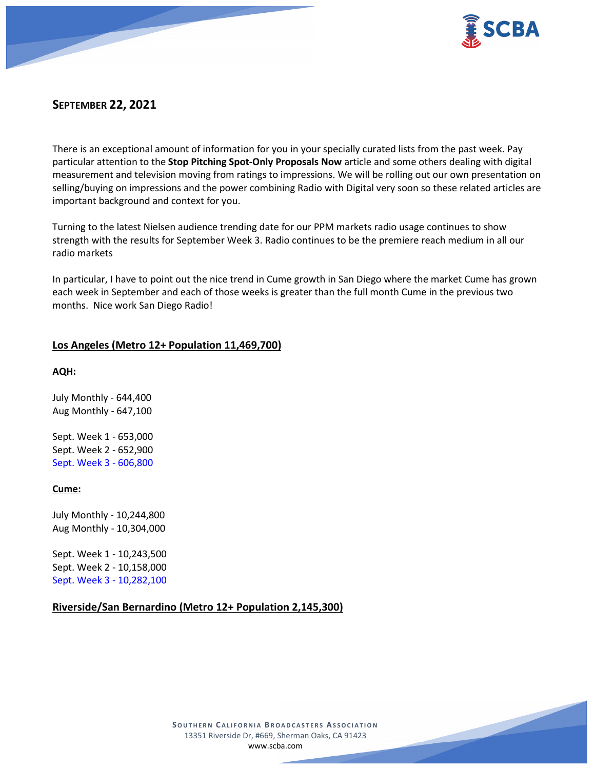## SEPTEMBER 22, 2021

There is an exceptional amount of information for you in your specially curated lists from the past week. Pay particular attention to the **Stop Pitching Spot-Only Proposals Now** article and some others dealing with digital measurement and television moving from ratings to impressions. We will be rolling out our own presentation on selling/buying on impressions and the power combining Radio with Digital very soon so these related articles are important background and context for you.

Turning to the latest Nielsen audience trending date for our PPM markets radio usage continues to show strength with the results for September Week 3. Radio continues to be the premiere reach medium in all our radio markets

In particular, I have to point out the nice trend in Cume growth in San Diego where the market Cume has grown each week in September and each of those weeks is greater than the full month Cume in the previous two months. Nice work San Diego Radio!

### Los Angeles (Metro 12+ Population 11,469,700)

**AQH:**

July Monthly - 644,400
Aug Monthly - 647,100

Sept. Week 1 - 653,000
Sept. Week 2 - 652,900
Sept. Week 3 - 606,800

**Cume:**

July Monthly - 10,244,800
Aug Monthly - 10,304,000

Sept. Week 1 - 10,243,500
Sept. Week 2 - 10,158,000
Sept. Week 3 - 10,282,100

### Riverside/San Bernardino (Metro 12+ Population 2,145,300)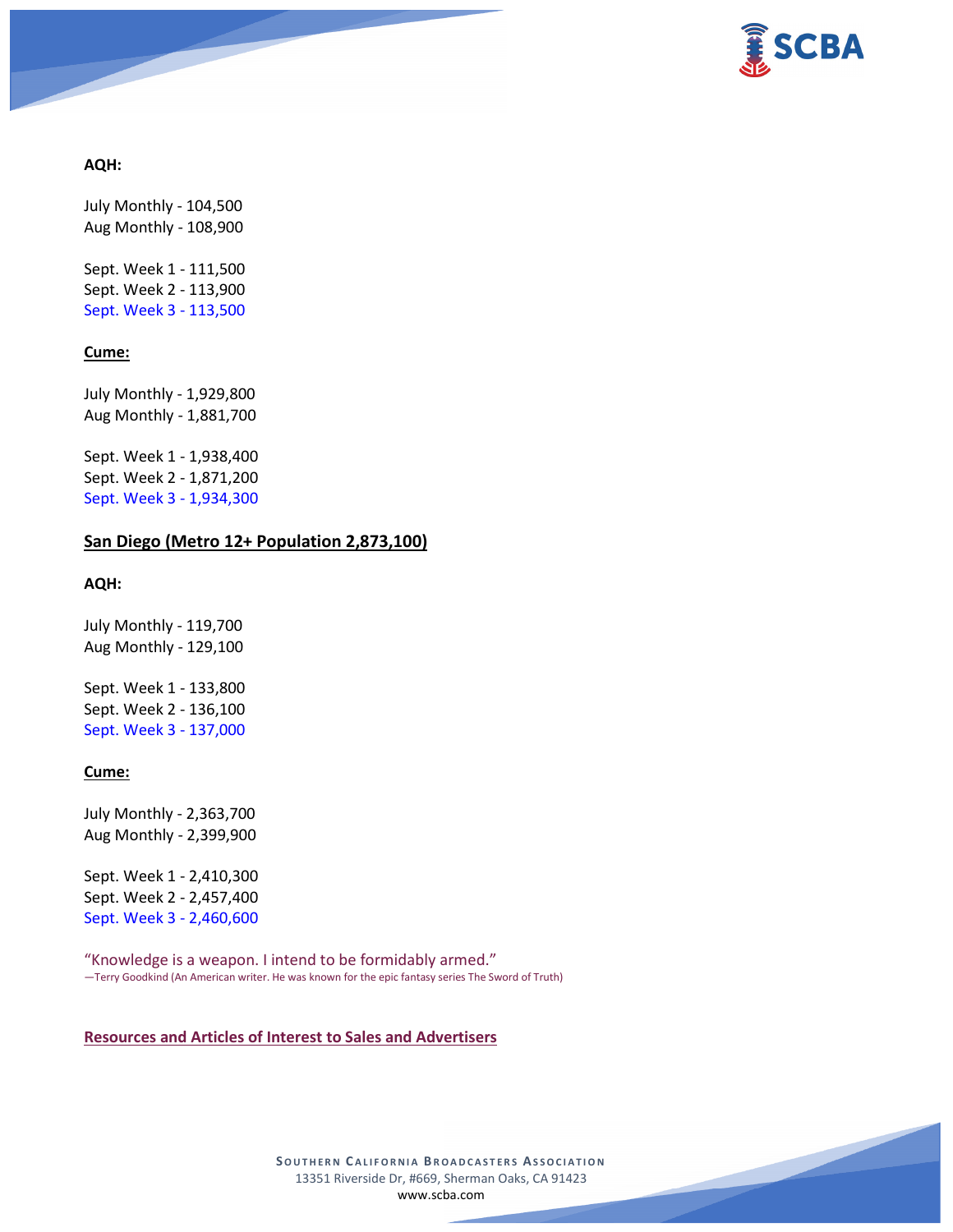**AQH:**

July Monthly - 104,500
Aug Monthly - 108,900

Sept. Week 1 - 111,500
Sept. Week 2 - 113,900
Sept. Week 3 - 113,500

**Cume:**

July Monthly - 1,929,800
Aug Monthly - 1,881,700

Sept. Week 1 - 1,938,400
Sept. Week 2 - 1,871,200
Sept. Week 3 - 1,934,300

**San Diego (Metro 12+ Population 2,873,100)**

**AQH:**

July Monthly - 119,700
Aug Monthly - 129,100

Sept. Week 1 - 133,800
Sept. Week 2 - 136,100
Sept. Week 3 - 137,000

**Cume:**

July Monthly - 2,363,700
Aug Monthly - 2,399,900

Sept. Week 1 - 2,410,300
Sept. Week 2 - 2,457,400
Sept. Week 3 - 2,460,600

"Knowledge is a weapon. I intend to be formidably armed."
—Terry Goodkind (An American writer. He was known for the epic fantasy series The Sword of Truth)

**Resources and Articles of Interest to Sales and Advertisers**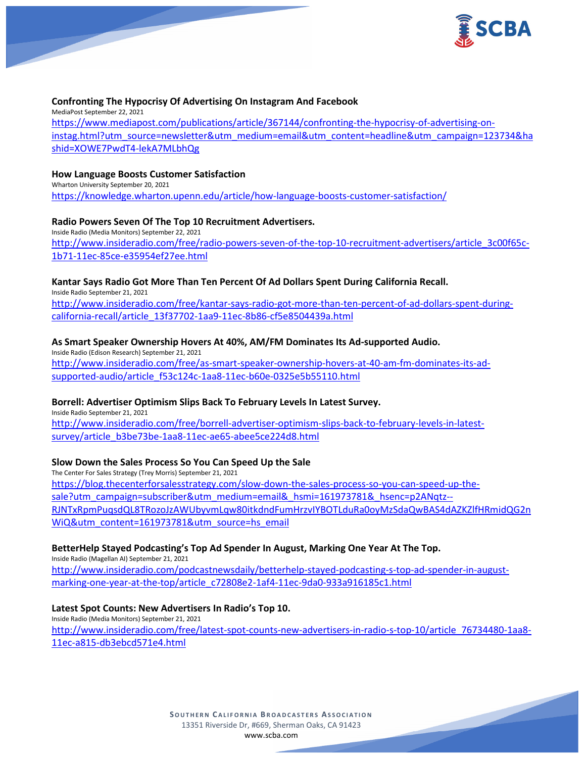**Confronting The Hypocrisy Of Advertising On Instagram And Facebook**
MediaPost September 22, 2021
https://www.mediapost.com/publications/article/367144/confronting-the-hypocrisy-of-advertising-on-instag.html?utm_source=newsletter&utm_medium=email&utm_content=headline&utm_campaign=123734&hashid=XOWE7PwdT4-lekA7MLbhQg

**How Language Boosts Customer Satisfaction**
Wharton University September 20, 2021
https://knowledge.wharton.upenn.edu/article/how-language-boosts-customer-satisfaction/

**Radio Powers Seven Of The Top 10 Recruitment Advertisers.**
Inside Radio (Media Monitors) September 22, 2021
http://www.insideradio.com/free/radio-powers-seven-of-the-top-10-recruitment-advertisers/article_3c00f65c-1b71-11ec-85ce-e35954ef27ee.html

**Kantar Says Radio Got More Than Ten Percent Of Ad Dollars Spent During California Recall.**
Inside Radio September 21, 2021
http://www.insideradio.com/free/kantar-says-radio-got-more-than-ten-percent-of-ad-dollars-spent-during-california-recall/article_13f37702-1aa9-11ec-8b86-cf5e8504439a.html

**As Smart Speaker Ownership Hovers At 40%, AM/FM Dominates Its Ad-supported Audio.**
Inside Radio (Edison Research) September 21, 2021
http://www.insideradio.com/free/as-smart-speaker-ownership-hovers-at-40-am-fm-dominates-its-ad-supported-audio/article_f53c124c-1aa8-11ec-b60e-0325e5b55110.html

**Borrell: Advertiser Optimism Slips Back To February Levels In Latest Survey.**
Inside Radio September 21, 2021
http://www.insideradio.com/free/borrell-advertiser-optimism-slips-back-to-february-levels-in-latest-survey/article_b3be73be-1aa8-11ec-ae65-abee5ce224d8.html

**Slow Down the Sales Process So You Can Speed Up the Sale**
The Center For Sales Strategy (Trey Morris) September 21, 2021
https://blog.thecenterforsalesstrategy.com/slow-down-the-sales-process-so-you-can-speed-up-the-sale?utm_campaign=subscriber&utm_medium=email&_hsmi=161973781&_hsenc=p2ANqtz--RJNTxRpmPuqsdQL8TRozoJzAWUbyvmLqw80itkdndFumHrzvIYBOTLduRa0oyMzSdaQwBAS4dAZKZlfHRmidQG2nWiQ&utm_content=161973781&utm_source=hs_email

**BetterHelp Stayed Podcasting's Top Ad Spender In August, Marking One Year At The Top.**
Inside Radio (Magellan AI) September 21, 2021
http://www.insideradio.com/podcastnewsdaily/betterhelp-stayed-podcasting-s-top-ad-spender-in-august-marking-one-year-at-the-top/article_c72808e2-1af4-11ec-9da0-933a916185c1.html

**Latest Spot Counts: New Advertisers In Radio's Top 10.**
Inside Radio (Media Monitors) September 21, 2021
http://www.insideradio.com/free/latest-spot-counts-new-advertisers-in-radio-s-top-10/article_76734480-1aa8-11ec-a815-db3ebcd571e4.html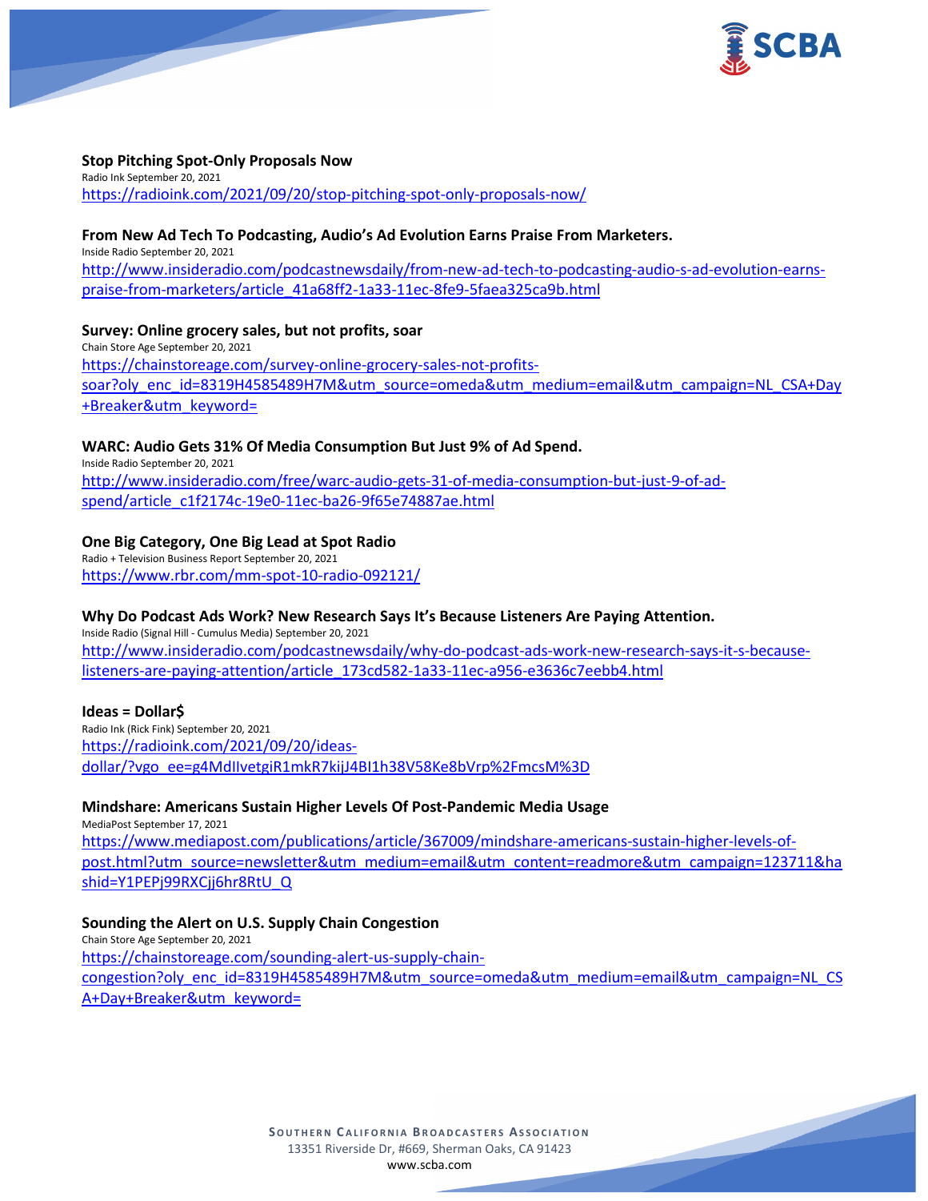**Stop Pitching Spot-Only Proposals Now**
Radio Ink September 20, 2021
https://radioink.com/2021/09/20/stop-pitching-spot-only-proposals-now/

**From New Ad Tech To Podcasting, Audio's Ad Evolution Earns Praise From Marketers.**
Inside Radio September 20, 2021
http://www.insideradio.com/podcastnewsdaily/from-new-ad-tech-to-podcasting-audio-s-ad-evolution-earns-praise-from-marketers/article_41a68ff2-1a33-11ec-8fe9-5faea325ca9b.html

**Survey: Online grocery sales, but not profits, soar**
Chain Store Age September 20, 2021
https://chainstoreage.com/survey-online-grocery-sales-not-profits-soar?oly_enc_id=8319H4585489H7M&utm_source=omeda&utm_medium=email&utm_campaign=NL_CSA+Day+Breaker&utm_keyword=

**WARC: Audio Gets 31% Of Media Consumption But Just 9% of Ad Spend.**
Inside Radio September 20, 2021
http://www.insideradio.com/free/warc-audio-gets-31-of-media-consumption-but-just-9-of-ad-spend/article_c1f2174c-19e0-11ec-ba26-9f65e74887ae.html

**One Big Category, One Big Lead at Spot Radio**
Radio + Television Business Report September 20, 2021
https://www.rbr.com/mm-spot-10-radio-092121/

**Why Do Podcast Ads Work? New Research Says It's Because Listeners Are Paying Attention.**
Inside Radio (Signal Hill - Cumulus Media) September 20, 2021
http://www.insideradio.com/podcastnewsdaily/why-do-podcast-ads-work-new-research-says-it-s-because-listeners-are-paying-attention/article_173cd582-1a33-11ec-a956-e3636c7eebb4.html

**Ideas = Dollar$**
Radio Ink (Rick Fink) September 20, 2021
https://radioink.com/2021/09/20/ideas-dollar/?vgo_ee=g4MdIlvetgiR1mkR7kijJ4BI1h38V58Ke8bVrp%2FmcsM%3D

**Mindshare: Americans Sustain Higher Levels Of Post-Pandemic Media Usage**
MediaPost September 17, 2021
https://www.mediapost.com/publications/article/367009/mindshare-americans-sustain-higher-levels-of-post.html?utm_source=newsletter&utm_medium=email&utm_content=readmore&utm_campaign=123711&hashid=Y1PEPj99RXCjj6hr8RtU_Q

**Sounding the Alert on U.S. Supply Chain Congestion**
Chain Store Age September 20, 2021
https://chainstoreage.com/sounding-alert-us-supply-chain-congestion?oly_enc_id=8319H4585489H7M&utm_source=omeda&utm_medium=email&utm_campaign=NL_CSA+Day+Breaker&utm_keyword=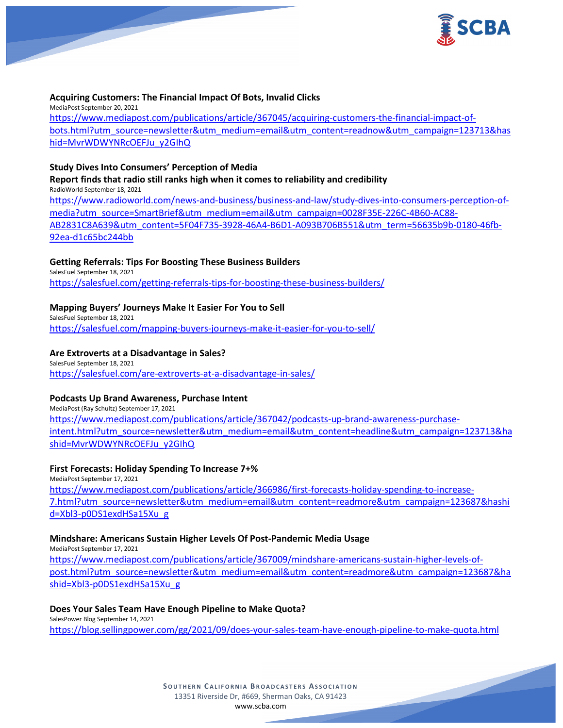**Acquiring Customers: The Financial Impact Of Bots, Invalid Clicks**

MediaPost September 20, 2021

https://www.mediapost.com/publications/article/367045/acquiring-customers-the-financial-impact-of-bots.html?utm_source=newsletter&utm_medium=email&utm_content=readnow&utm_campaign=123713&hashid=MvrWDWYNRcOEFJu_y2GIhQ

**Study Dives Into Consumers' Perception of Media**

**Report finds that radio still ranks high when it comes to reliability and credibility**

RadioWorld September 18, 2021

https://www.radioworld.com/news-and-business/business-and-law/study-dives-into-consumers-perception-of-media?utm_source=SmartBrief&utm_medium=email&utm_campaign=0028F35E-226C-4B60-AC88-AB2831C8A639&utm_content=5F04F735-3928-46A4-B6D1-A093B706B551&utm_term=56635b9b-0180-46fb-92ea-d1c65bc244bb

**Getting Referrals: Tips For Boosting These Business Builders**

SalesFuel September 18, 2021

https://salesfuel.com/getting-referrals-tips-for-boosting-these-business-builders/

**Mapping Buyers' Journeys Make It Easier For You to Sell**

SalesFuel September 18, 2021

https://salesfuel.com/mapping-buyers-journeys-make-it-easier-for-you-to-sell/

**Are Extroverts at a Disadvantage in Sales?**

SalesFuel September 18, 2021

https://salesfuel.com/are-extroverts-at-a-disadvantage-in-sales/

**Podcasts Up Brand Awareness, Purchase Intent**

MediaPost (Ray Schultz) September 17, 2021

https://www.mediapost.com/publications/article/367042/podcasts-up-brand-awareness-purchase-intent.html?utm_source=newsletter&utm_medium=email&utm_content=headline&utm_campaign=123713&hashid=MvrWDWYNRcOEFJu_y2GIhQ

**First Forecasts: Holiday Spending To Increase 7+%**

MediaPost September 17, 2021

https://www.mediapost.com/publications/article/366986/first-forecasts-holiday-spending-to-increase-7.html?utm_source=newsletter&utm_medium=email&utm_content=readmore&utm_campaign=123687&hashid=Xbl3-p0DS1exdHSa15Xu_g

**Mindshare: Americans Sustain Higher Levels Of Post-Pandemic Media Usage**

MediaPost September 17, 2021

https://www.mediapost.com/publications/article/367009/mindshare-americans-sustain-higher-levels-of-post.html?utm_source=newsletter&utm_medium=email&utm_content=readmore&utm_campaign=123687&hashid=Xbl3-p0DS1exdHSa15Xu_g

**Does Your Sales Team Have Enough Pipeline to Make Quota?**

SalesPower Blog September 14, 2021

https://blog.sellingpower.com/gg/2021/09/does-your-sales-team-have-enough-pipeline-to-make-quota.html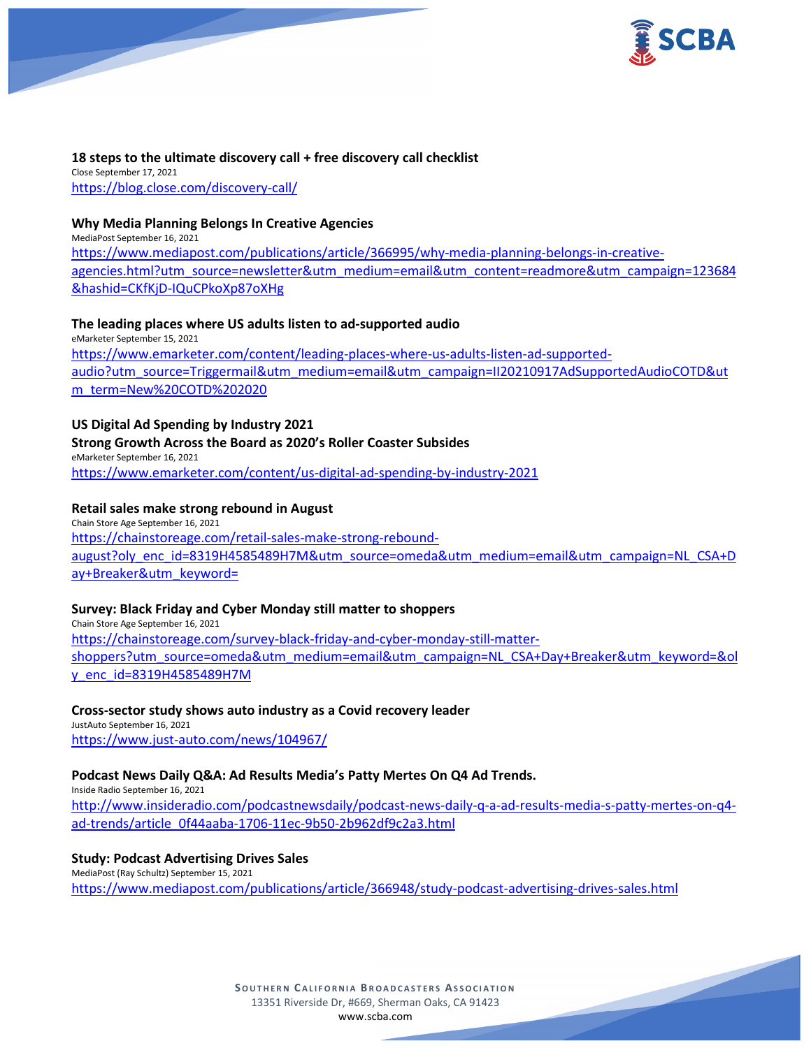**18 steps to the ultimate discovery call + free discovery call checklist**
Close September 17, 2021
https://blog.close.com/discovery-call/

**Why Media Planning Belongs In Creative Agencies**
MediaPost September 16, 2021
https://www.mediapost.com/publications/article/366995/why-media-planning-belongs-in-creative-agencies.html?utm_source=newsletter&utm_medium=email&utm_content=readmore&utm_campaign=123684&hashid=CKfKjD-lQuCPkoXp87oXHg

**The leading places where US adults listen to ad-supported audio**
eMarketer September 15, 2021
https://www.emarketer.com/content/leading-places-where-us-adults-listen-ad-supported-audio?utm_source=Triggermail&utm_medium=email&utm_campaign=II20210917AdSupportedAudioCOTD&utm_term=New%20COTD%202020

**US Digital Ad Spending by Industry 2021**
**Strong Growth Across the Board as 2020's Roller Coaster Subsides**
eMarketer September 16, 2021
https://www.emarketer.com/content/us-digital-ad-spending-by-industry-2021

**Retail sales make strong rebound in August**
Chain Store Age September 16, 2021
https://chainstoreage.com/retail-sales-make-strong-rebound-august?oly_enc_id=8319H4585489H7M&utm_source=omeda&utm_medium=email&utm_campaign=NL_CSA+Day+Breaker&utm_keyword=

**Survey: Black Friday and Cyber Monday still matter to shoppers**
Chain Store Age September 16, 2021
https://chainstoreage.com/survey-black-friday-and-cyber-monday-still-matter-shoppers?utm_source=omeda&utm_medium=email&utm_campaign=NL_CSA+Day+Breaker&utm_keyword=&oly_enc_id=8319H4585489H7M

**Cross-sector study shows auto industry as a Covid recovery leader**
JustAuto September 16, 2021
https://www.just-auto.com/news/104967/

**Podcast News Daily Q&A: Ad Results Media's Patty Mertes On Q4 Ad Trends.**
Inside Radio September 16, 2021
http://www.insideradio.com/podcastnewsdaily/podcast-news-daily-q-a-ad-results-media-s-patty-mertes-on-q4-ad-trends/article_0f44aaba-1706-11ec-9b50-2b962df9c2a3.html

**Study: Podcast Advertising Drives Sales**
MediaPost (Ray Schultz) September 15, 2021
https://www.mediapost.com/publications/article/366948/study-podcast-advertising-drives-sales.html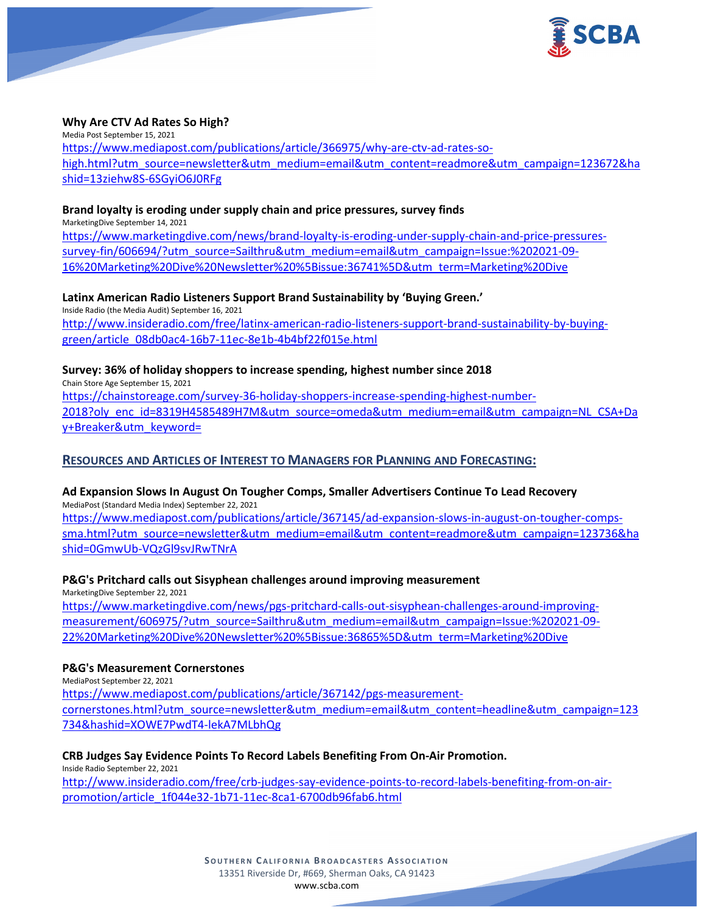**Why Are CTV Ad Rates So High?**
Media Post September 15, 2021
https://www.mediapost.com/publications/article/366975/why-are-ctv-ad-rates-so-high.html?utm_source=newsletter&utm_medium=email&utm_content=readmore&utm_campaign=123672&hashid=13ziehw8S-6SGyiO6J0RFg

**Brand loyalty is eroding under supply chain and price pressures, survey finds**
MarketingDive September 14, 2021
https://www.marketingdive.com/news/brand-loyalty-is-eroding-under-supply-chain-and-price-pressures-survey-fin/606694/?utm_source=Sailthru&utm_medium=email&utm_campaign=Issue:%202021-09-16%20Marketing%20Dive%20Newsletter%20%5Bissue:36741%5D&utm_term=Marketing%20Dive

**Latinx American Radio Listeners Support Brand Sustainability by 'Buying Green.'**
Inside Radio (the Media Audit) September 16, 2021
http://www.insideradio.com/free/latinx-american-radio-listeners-support-brand-sustainability-by-buying-green/article_08db0ac4-16b7-11ec-8e1b-4b4bf22f015e.html

**Survey: 36% of holiday shoppers to increase spending, highest number since 2018**
Chain Store Age September 15, 2021
https://chainstoreage.com/survey-36-holiday-shoppers-increase-spending-highest-number-2018?oly_enc_id=8319H4585489H7M&utm_source=omeda&utm_medium=email&utm_campaign=NL_CSA+Day+Breaker&utm_keyword=

## RESOURCES AND ARTICLES OF INTEREST TO MANAGERS FOR PLANNING AND FORECASTING:

**Ad Expansion Slows In August On Tougher Comps, Smaller Advertisers Continue To Lead Recovery**
MediaPost (Standard Media Index) September 22, 2021
https://www.mediapost.com/publications/article/367145/ad-expansion-slows-in-august-on-tougher-comps-sma.html?utm_source=newsletter&utm_medium=email&utm_content=readmore&utm_campaign=123736&hashid=0GmwUb-VQzGl9svJRwTNrA

**P&G's Pritchard calls out Sisyphean challenges around improving measurement**
MarketingDive September 22, 2021
https://www.marketingdive.com/news/pgs-pritchard-calls-out-sisyphean-challenges-around-improving-measurement/606975/?utm_source=Sailthru&utm_medium=email&utm_campaign=Issue:%202021-09-22%20Marketing%20Dive%20Newsletter%20%5Bissue:36865%5D&utm_term=Marketing%20Dive

**P&G's Measurement Cornerstones**
MediaPost September 22, 2021
https://www.mediapost.com/publications/article/367142/pgs-measurement-cornerstones.html?utm_source=newsletter&utm_medium=email&utm_content=headline&utm_campaign=123734&hashid=XOWE7PwdT4-lekA7MLbhQg

**CRB Judges Say Evidence Points To Record Labels Benefiting From On-Air Promotion.**
Inside Radio September 22, 2021
http://www.insideradio.com/free/crb-judges-say-evidence-points-to-record-labels-benefiting-from-on-air-promotion/article_1f044e32-1b71-11ec-8ca1-6700db96fab6.html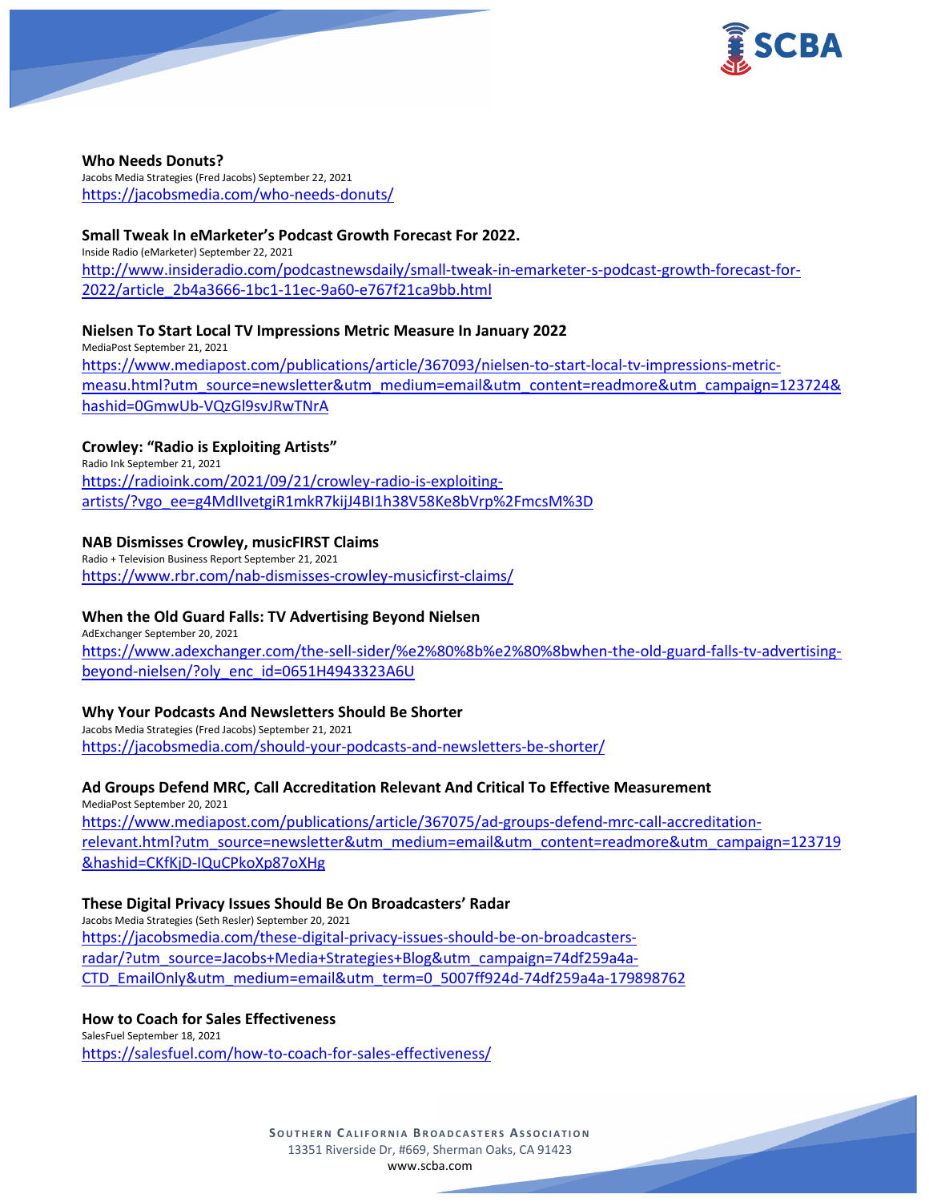**Who Needs Donuts?**
Jacobs Media Strategies (Fred Jacobs) September 22, 2021
https://jacobsmedia.com/who-needs-donuts/

**Small Tweak In eMarketer's Podcast Growth Forecast For 2022.**
Inside Radio (eMarketer) September 22, 2021
http://www.insideradio.com/podcastnewsdaily/small-tweak-in-emarketer-s-podcast-growth-forecast-for-2022/article_2b4a3666-1bc1-11ec-9a60-e767f21ca9bb.html

**Nielsen To Start Local TV Impressions Metric Measure In January 2022**
MediaPost September 21, 2021
https://www.mediapost.com/publications/article/367093/nielsen-to-start-local-tv-impressions-metric-measu.html?utm_source=newsletter&utm_medium=email&utm_content=readmore&utm_campaign=123724&hashid=0GmwUb-VQzGl9svJRwTNrA

**Crowley: "Radio is Exploiting Artists"**
Radio Ink September 21, 2021
https://radioink.com/2021/09/21/crowley-radio-is-exploiting-artists/?vgo_ee=g4MdIlvetgiR1mkR7kijJ4BI1h38V58Ke8bVrp%2FmcsM%3D

**NAB Dismisses Crowley, musicFIRST Claims**
Radio + Television Business Report September 21, 2021
https://www.rbr.com/nab-dismisses-crowley-musicfirst-claims/

**When the Old Guard Falls: TV Advertising Beyond Nielsen**
AdExchanger September 20, 2021
https://www.adexchanger.com/the-sell-sider/%e2%80%8b%e2%80%8bwhen-the-old-guard-falls-tv-advertising-beyond-nielsen/?oly_enc_id=0651H4943323A6U

**Why Your Podcasts And Newsletters Should Be Shorter**
Jacobs Media Strategies (Fred Jacobs) September 21, 2021
https://jacobsmedia.com/should-your-podcasts-and-newsletters-be-shorter/

**Ad Groups Defend MRC, Call Accreditation Relevant And Critical To Effective Measurement**
MediaPost September 20, 2021
https://www.mediapost.com/publications/article/367075/ad-groups-defend-mrc-call-accreditation-relevant.html?utm_source=newsletter&utm_medium=email&utm_content=readmore&utm_campaign=123719&hashid=CKfKjD-IQuCPkoXp87oXHg

**These Digital Privacy Issues Should Be On Broadcasters' Radar**
Jacobs Media Strategies (Seth Resler) September 20, 2021
https://jacobsmedia.com/these-digital-privacy-issues-should-be-on-broadcasters-radar/?utm_source=Jacobs+Media+Strategies+Blog&utm_campaign=74df259a4a-CTD_EmailOnly&utm_medium=email&utm_term=0_5007ff924d-74df259a4a-179898762

**How to Coach for Sales Effectiveness**
SalesFuel September 18, 2021
https://salesfuel.com/how-to-coach-for-sales-effectiveness/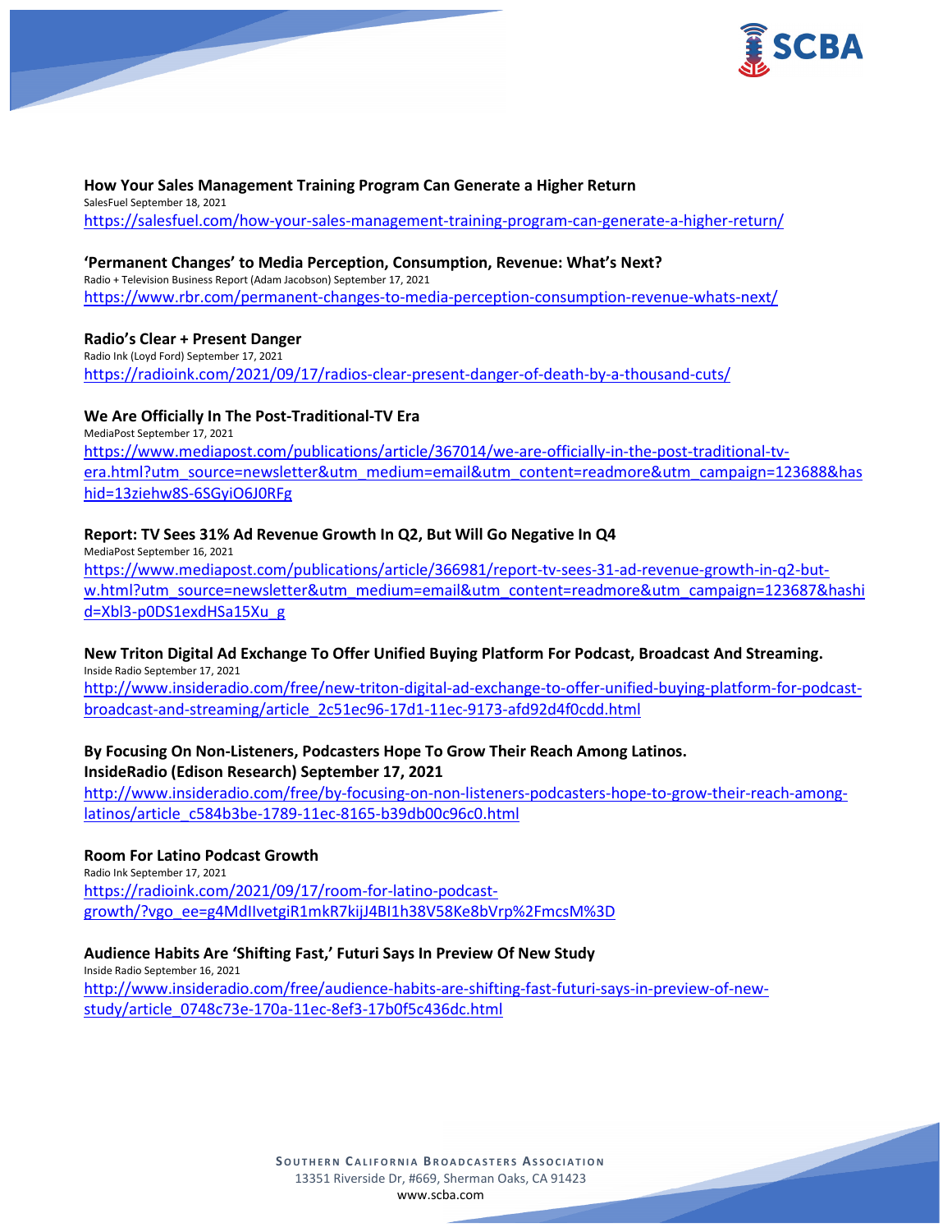**How Your Sales Management Training Program Can Generate a Higher Return**
SalesFuel September 18, 2021
https://salesfuel.com/how-your-sales-management-training-program-can-generate-a-higher-return/

**'Permanent Changes' to Media Perception, Consumption, Revenue: What's Next?**
Radio + Television Business Report (Adam Jacobson) September 17, 2021
https://www.rbr.com/permanent-changes-to-media-perception-consumption-revenue-whats-next/

**Radio's Clear + Present Danger**
Radio Ink (Loyd Ford) September 17, 2021
https://radioink.com/2021/09/17/radios-clear-present-danger-of-death-by-a-thousand-cuts/

**We Are Officially In The Post-Traditional-TV Era**
MediaPost September 17, 2021
https://www.mediapost.com/publications/article/367014/we-are-officially-in-the-post-traditional-tv-era.html?utm_source=newsletter&utm_medium=email&utm_content=readmore&utm_campaign=123688&hashid=13ziehw8S-6SGyiO6J0RFg

**Report: TV Sees 31% Ad Revenue Growth In Q2, But Will Go Negative In Q4**
MediaPost September 16, 2021
https://www.mediapost.com/publications/article/366981/report-tv-sees-31-ad-revenue-growth-in-q2-but-w.html?utm_source=newsletter&utm_medium=email&utm_content=readmore&utm_campaign=123687&hashid=Xbl3-p0DS1exdHSa15Xu_g

**New Triton Digital Ad Exchange To Offer Unified Buying Platform For Podcast, Broadcast And Streaming.**
Inside Radio September 17, 2021
http://www.insideradio.com/free/new-triton-digital-ad-exchange-to-offer-unified-buying-platform-for-podcast-broadcast-and-streaming/article_2c51ec96-17d1-11ec-9173-afd92d4f0cdd.html

**By Focusing On Non-Listeners, Podcasters Hope To Grow Their Reach Among Latinos.**
**InsideRadio (Edison Research) September 17, 2021**
http://www.insideradio.com/free/by-focusing-on-non-listeners-podcasters-hope-to-grow-their-reach-among-latinos/article_c584b3be-1789-11ec-8165-b39db00c96c0.html

**Room For Latino Podcast Growth**
Radio Ink September 17, 2021
https://radioink.com/2021/09/17/room-for-latino-podcast-growth/?vgo_ee=g4MdIIvetgiR1mkR7kijJ4BI1h38V58Ke8bVrp%2FmcsM%3D

**Audience Habits Are 'Shifting Fast,' Futuri Says In Preview Of New Study**
Inside Radio September 16, 2021
http://www.insideradio.com/free/audience-habits-are-shifting-fast-futuri-says-in-preview-of-new-study/article_0748c73e-170a-11ec-8ef3-17b0f5c436dc.html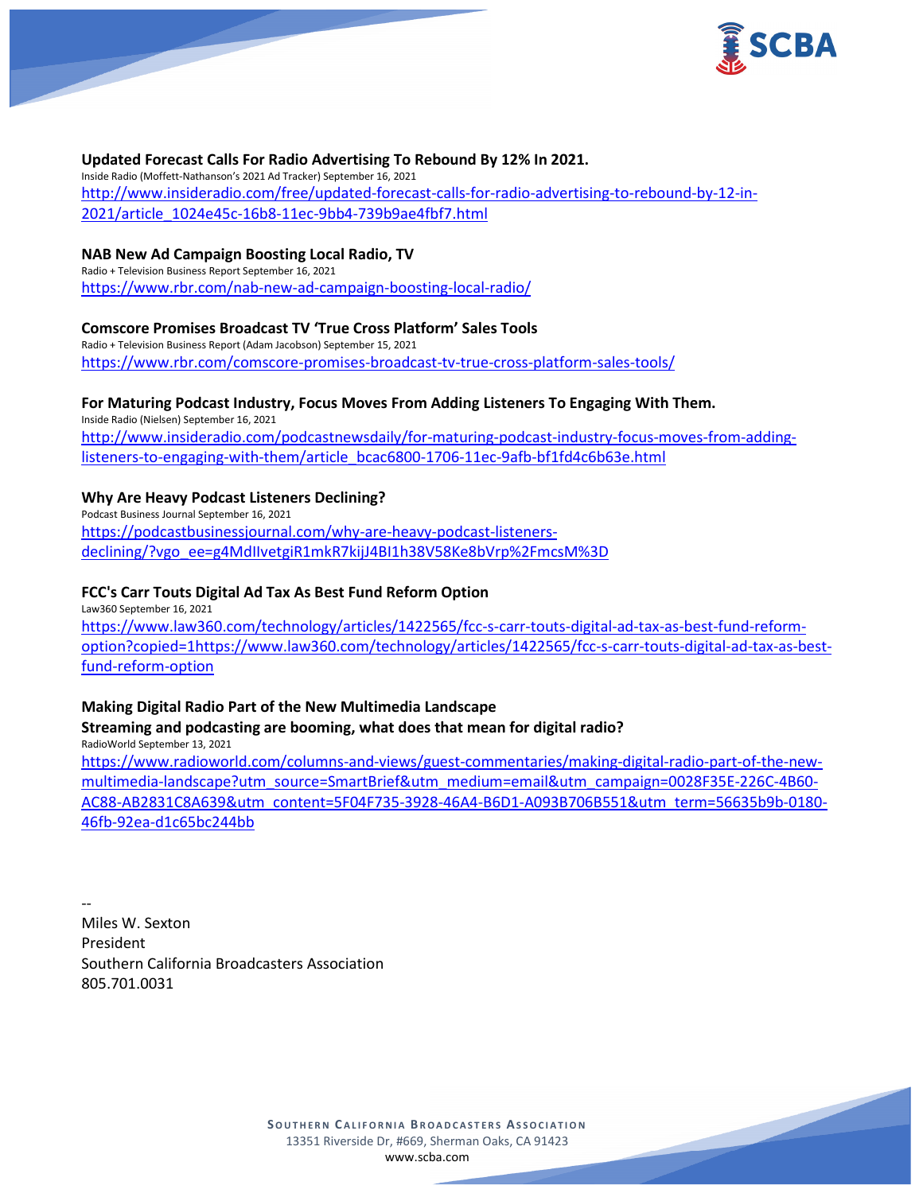**Updated Forecast Calls For Radio Advertising To Rebound By 12% In 2021.**
Inside Radio (Moffett-Nathanson's 2021 Ad Tracker) September 16, 2021
http://www.insideradio.com/free/updated-forecast-calls-for-radio-advertising-to-rebound-by-12-in-2021/article_1024e45c-16b8-11ec-9bb4-739b9ae4fbf7.html

**NAB New Ad Campaign Boosting Local Radio, TV**
Radio + Television Business Report September 16, 2021
https://www.rbr.com/nab-new-ad-campaign-boosting-local-radio/

**Comscore Promises Broadcast TV 'True Cross Platform' Sales Tools**
Radio + Television Business Report (Adam Jacobson) September 15, 2021
https://www.rbr.com/comscore-promises-broadcast-tv-true-cross-platform-sales-tools/

**For Maturing Podcast Industry, Focus Moves From Adding Listeners To Engaging With Them.**
Inside Radio (Nielsen) September 16, 2021
http://www.insideradio.com/podcastnewsdaily/for-maturing-podcast-industry-focus-moves-from-adding-listeners-to-engaging-with-them/article_bcac6800-1706-11ec-9afb-bf1fd4c6b63e.html

**Why Are Heavy Podcast Listeners Declining?**
Podcast Business Journal September 16, 2021
https://podcastbusinessjournal.com/why-are-heavy-podcast-listeners-declining/?vgo_ee=g4MdIIvetgiR1mkR7kijJ4BI1h38V58Ke8bVrp%2FmcsM%3D

**FCC's Carr Touts Digital Ad Tax As Best Fund Reform Option**
Law360 September 16, 2021
https://www.law360.com/technology/articles/1422565/fcc-s-carr-touts-digital-ad-tax-as-best-fund-reform-option?copied=1https://www.law360.com/technology/articles/1422565/fcc-s-carr-touts-digital-ad-tax-as-best-fund-reform-option

**Making Digital Radio Part of the New Multimedia Landscape**
**Streaming and podcasting are booming, what does that mean for digital radio?**
RadioWorld September 13, 2021
https://www.radioworld.com/columns-and-views/guest-commentaries/making-digital-radio-part-of-the-new-multimedia-landscape?utm_source=SmartBrief&utm_medium=email&utm_campaign=0028F35E-226C-4B60-AC88-AB2831C8A639&utm_content=5F04F735-3928-46A4-B6D1-A093B706B551&utm_term=56635b9b-0180-46fb-92ea-d1c65bc244bb

--
Miles W. Sexton
President
Southern California Broadcasters Association
805.701.0031